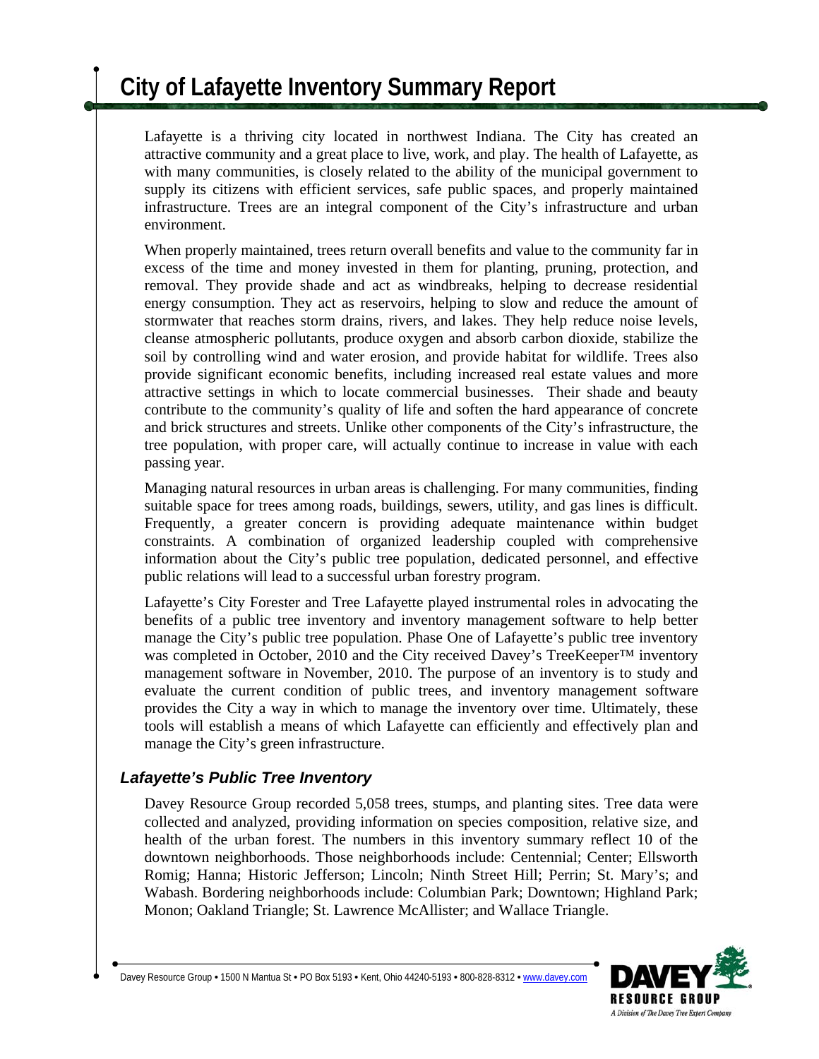# City of Lafayette Inventory Summary Report

Lafayette is a thriving city located in northwest Indiana. The City has created an attractive community and a great place to live, work, and play. The health of Lafayette, as with many communities, is closely related to the ability of the municipal government to supply its citizens with efficient services, safe public spaces, and properly maintained infrastructure. Trees are an integral component of the City's infrastructure and urban environment.

When properly maintained, trees return overall benefits and value to the community far in excess of the time and money invested in them for planting, pruning, protection, and removal. They provide shade and act as windbreaks, helping to decrease residential energy consumption. They act as reservoirs, helping to slow and reduce the amount of stormwater that reaches storm drains, rivers, and lakes. They help reduce noise levels, cleanse atmospheric pollutants, produce oxygen and absorb carbon dioxide, stabilize the soil by controlling wind and water erosion, and provide habitat for wildlife. Trees also provide significant economic benefits, including increased real estate values and more attractive settings in which to locate commercial businesses. Their shade and beauty contribute to the community's quality of life and soften the hard appearance of concrete and brick structures and streets. Unlike other components of the City's infrastructure, the tree population, with proper care, will actually continue to increase in value with each passing year.

Managing natural resources in urban areas is challenging. For many communities, finding suitable space for trees among roads, buildings, sewers, utility, and gas lines is difficult. Frequently, a greater concern is providing adequate maintenance within budget constraints. A combination of organized leadership coupled with comprehensive information about the City's public tree population, dedicated personnel, and effective public relations will lead to a successful urban forestry program.

Lafayette's City Forester and Tree Lafayette played instrumental roles in advocating the benefits of a public tree inventory and inventory management software to help better manage the City's public tree population. Phase One of Lafayette's public tree inventory was completed in October, 2010 and the City received Davey's TreeKeeper™ inventory management software in November, 2010. The purpose of an inventory is to study and evaluate the current condition of public trees, and inventory management software provides the City a way in which to manage the inventory over time. Ultimately, these tools will establish a means of which Lafayette can efficiently and effectively plan and manage the City's green infrastructure.

### *Lafayette's Public Tree Inventory*

Davey Resource Group recorded 5,058 trees, stumps, and planting sites. Tree data were collected and analyzed, providing information on species composition, relative size, and health of the urban forest. The numbers in this inventory summary reflect 10 of the downtown neighborhoods. Those neighborhoods include: Centennial; Center; Ellsworth Romig; Hanna; Historic Jefferson; Lincoln; Ninth Street Hill; Perrin; St. Mary's; and Wabash. Bordering neighborhoods include: Columbian Park; Downtown; Highland Park; Monon; Oakland Triangle; St. Lawrence McAllister; and Wallace Triangle.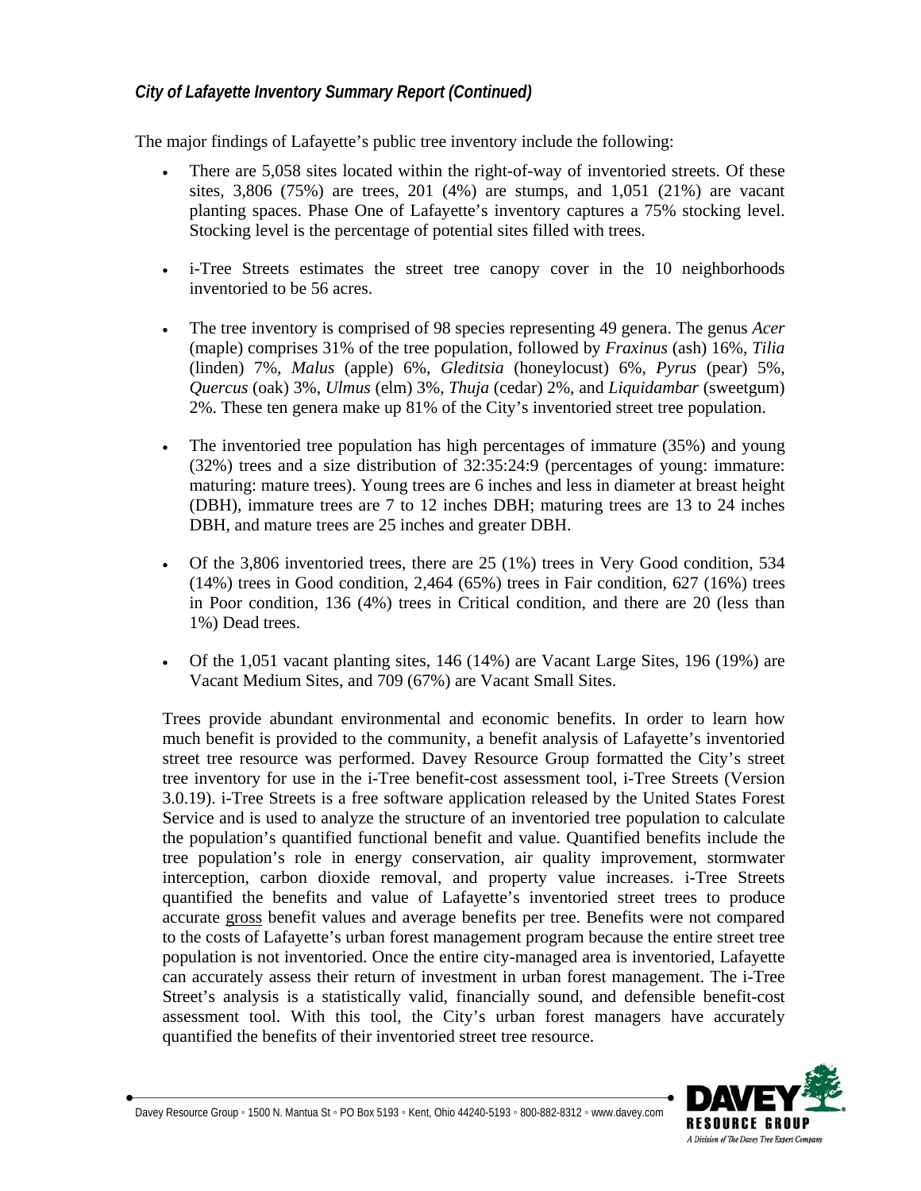*City of Lafayette Inventory Summary Report (Continued)*

The major findings of Lafayette's public tree inventory include the following:

- There are 5,058 sites located within the right-of-way of inventoried streets. Of these sites, 3,806 (75%) are trees, 201 (4%) are stumps, and 1,051 (21%) are vacant planting spaces. Phase One of Lafayette's inventory captures a 75% stocking level. Stocking level is the percentage of potential sites filled with trees.

- i-Tree Streets estimates the street tree canopy cover in the 10 neighborhoods inventoried to be 56 acres.

- The tree inventory is comprised of 98 species representing 49 genera. The genus *Acer* (maple) comprises 31% of the tree population, followed by *Fraxinus* (ash) 16%, *Tilia* (linden) 7%, *Malus* (apple) 6%, *Gleditsia* (honeylocust) 6%, *Pyrus* (pear) 5%, *Quercus* (oak) 3%, *Ulmus* (elm) 3%, *Thuja* (cedar) 2%, and *Liquidambar* (sweetgum) 2%. These ten genera make up 81% of the City's inventoried street tree population.

- The inventoried tree population has high percentages of immature (35%) and young (32%) trees and a size distribution of 32:35:24:9 (percentages of young: immature: maturing: mature trees). Young trees are 6 inches and less in diameter at breast height (DBH), immature trees are 7 to 12 inches DBH; maturing trees are 13 to 24 inches DBH, and mature trees are 25 inches and greater DBH.

- Of the 3,806 inventoried trees, there are 25 (1%) trees in Very Good condition, 534 (14%) trees in Good condition, 2,464 (65%) trees in Fair condition, 627 (16%) trees in Poor condition, 136 (4%) trees in Critical condition, and there are 20 (less than 1%) Dead trees.

- Of the 1,051 vacant planting sites, 146 (14%) are Vacant Large Sites, 196 (19%) are Vacant Medium Sites, and 709 (67%) are Vacant Small Sites.

Trees provide abundant environmental and economic benefits. In order to learn how much benefit is provided to the community, a benefit analysis of Lafayette's inventoried street tree resource was performed. Davey Resource Group formatted the City's street tree inventory for use in the i-Tree benefit-cost assessment tool, i-Tree Streets (Version 3.0.19). i-Tree Streets is a free software application released by the United States Forest Service and is used to analyze the structure of an inventoried tree population to calculate the population's quantified functional benefit and value. Quantified benefits include the tree population's role in energy conservation, air quality improvement, stormwater interception, carbon dioxide removal, and property value increases. i-Tree Streets quantified the benefits and value of Lafayette's inventoried street trees to produce accurate gross benefit values and average benefits per tree. Benefits were not compared to the costs of Lafayette's urban forest management program because the entire street tree population is not inventoried. Once the entire city-managed area is inventoried, Lafayette can accurately assess their return of investment in urban forest management. The i-Tree Street's analysis is a statistically valid, financially sound, and defensible benefit-cost assessment tool. With this tool, the City's urban forest managers have accurately quantified the benefits of their inventoried street tree resource.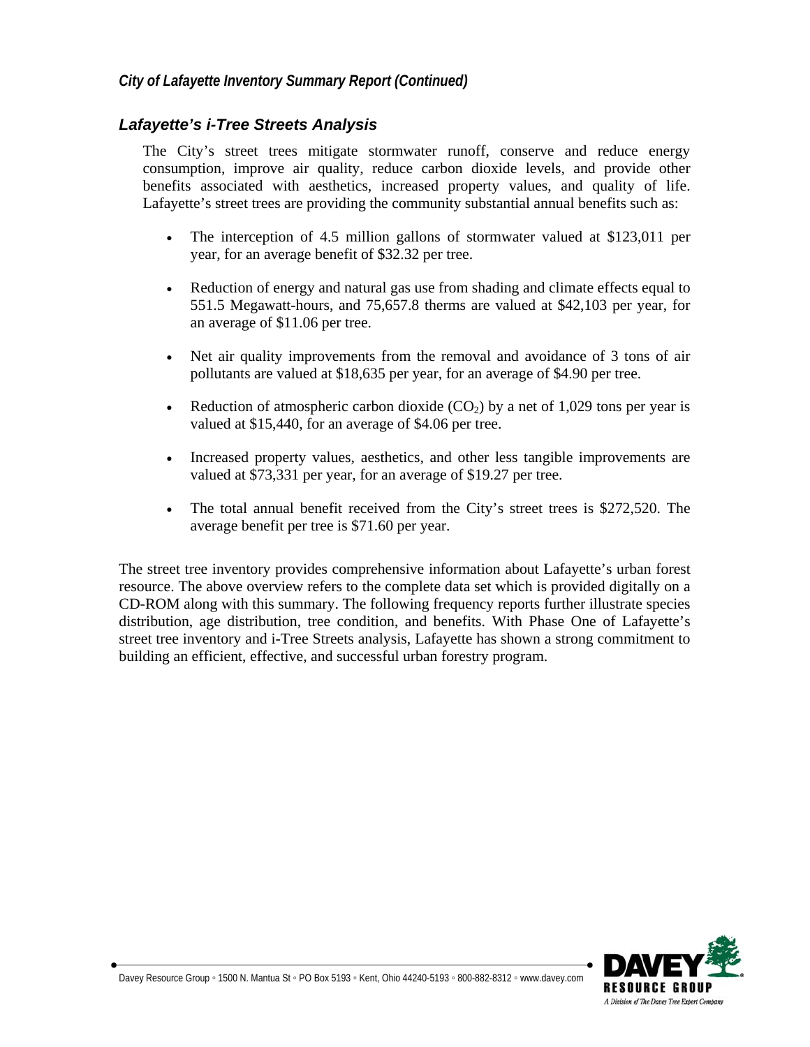## Lafayette's i-Tree Streets Analysis

The City's street trees mitigate stormwater runoff, conserve and reduce energy consumption, improve air quality, reduce carbon dioxide levels, and provide other benefits associated with aesthetics, increased property values, and quality of life. Lafayette's street trees are providing the community substantial annual benefits such as:

- The interception of 4.5 million gallons of stormwater valued at $123,011 per year, for an average benefit of $32.32 per tree.
- Reduction of energy and natural gas use from shading and climate effects equal to 551.5 Megawatt-hours, and 75,657.8 therms are valued at $42,103 per year, for an average of $11.06 per tree.
- Net air quality improvements from the removal and avoidance of 3 tons of air pollutants are valued at $18,635 per year, for an average of $4.90 per tree.
- Reduction of atmospheric carbon dioxide ($CO_2$) by a net of 1,029 tons per year is valued at $15,440, for an average of $4.06 per tree.
- Increased property values, aesthetics, and other less tangible improvements are valued at $73,331 per year, for an average of $19.27 per tree.
- The total annual benefit received from the City's street trees is $272,520. The average benefit per tree is $71.60 per year.

The street tree inventory provides comprehensive information about Lafayette's urban forest resource. The above overview refers to the complete data set which is provided digitally on a CD-ROM along with this summary. The following frequency reports further illustrate species distribution, age distribution, tree condition, and benefits. With Phase One of Lafayette's street tree inventory and i-Tree Streets analysis, Lafayette has shown a strong commitment to building an efficient, effective, and successful urban forestry program.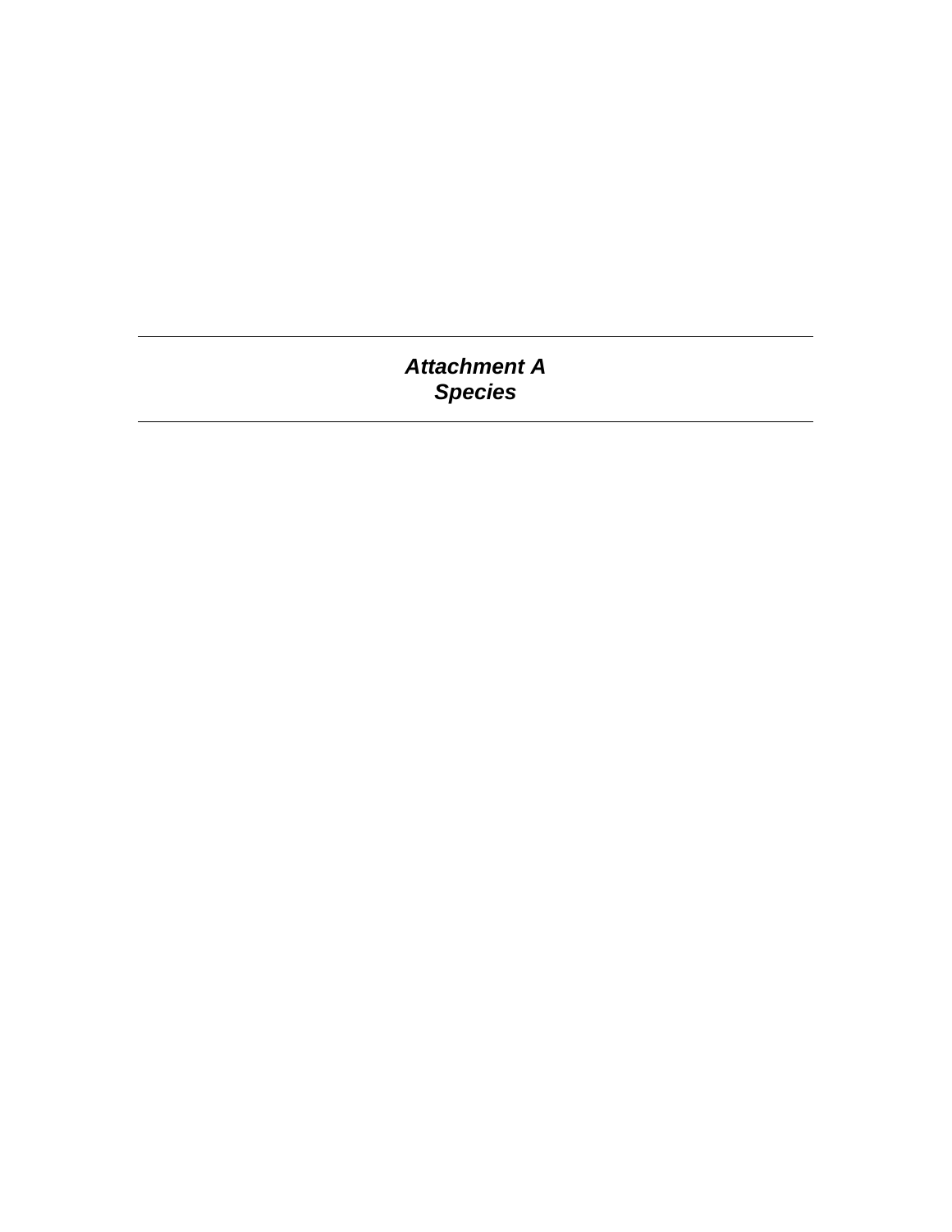# *Attachment A*
# *Species*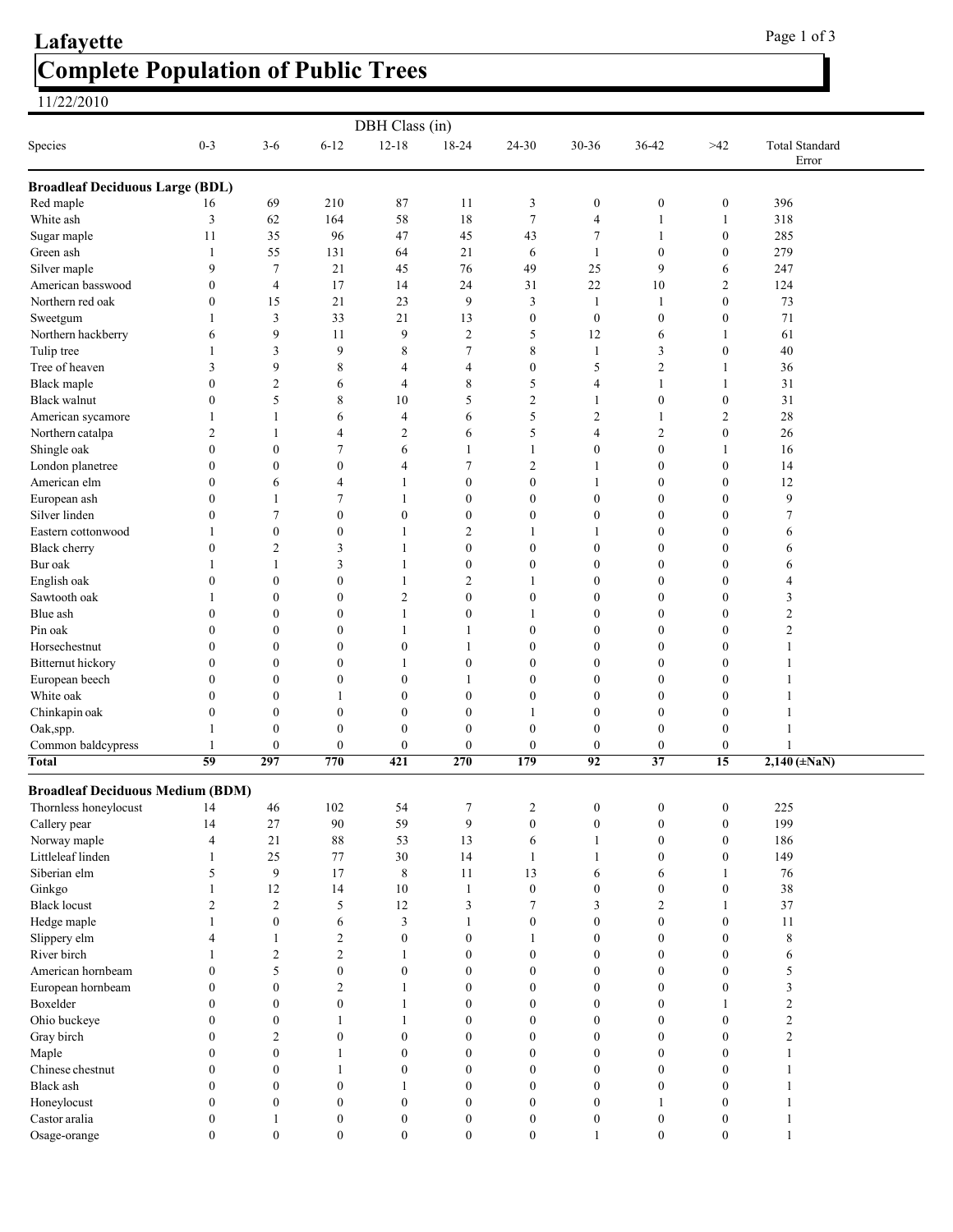# Lafayette

## Complete Population of Public Trees

11/22/2010

| Species | DBH Class (in) | | | | | | | | | |
|---|---|---|---|---|---|---|---|---|---|---|
| | 0-3 | 3-6 | 6-12 | 12-18 | 18-24 | 24-30 | 30-36 | 36-42 | >42 | Total Standard Error |
| **Broadleaf Deciduous Large (BDL)** | | | | | | | | | | |
| Red maple | 16 | 69 | 210 | 87 | 11 | 3 | 0 | 0 | 0 | 396 |
| White ash | 3 | 62 | 164 | 58 | 18 | 7 | 4 | 1 | 1 | 318 |
| Sugar maple | 11 | 35 | 96 | 47 | 45 | 43 | 7 | 1 | 0 | 285 |
| Green ash | 1 | 55 | 131 | 64 | 21 | 6 | 1 | 0 | 0 | 279 |
| Silver maple | 9 | 7 | 21 | 45 | 76 | 49 | 25 | 9 | 6 | 247 |
| American basswood | 0 | 4 | 17 | 14 | 24 | 31 | 22 | 10 | 2 | 124 |
| Northern red oak | 0 | 15 | 21 | 23 | 9 | 3 | 1 | 1 | 0 | 73 |
| Sweetgum | 1 | 3 | 33 | 21 | 13 | 0 | 0 | 0 | 0 | 71 |
| Northern hackberry | 6 | 9 | 11 | 9 | 2 | 5 | 12 | 6 | 1 | 61 |
| Tulip tree | 1 | 3 | 9 | 8 | 7 | 8 | 1 | 3 | 0 | 40 |
| Tree of heaven | 3 | 9 | 8 | 4 | 4 | 0 | 5 | 2 | 1 | 36 |
| Black maple | 0 | 2 | 6 | 4 | 8 | 5 | 4 | 1 | 1 | 31 |
| Black walnut | 0 | 5 | 8 | 10 | 5 | 2 | 1 | 0 | 0 | 31 |
| American sycamore | 1 | 1 | 6 | 4 | 6 | 5 | 2 | 1 | 2 | 28 |
| Northern catalpa | 2 | 1 | 4 | 2 | 6 | 5 | 4 | 2 | 0 | 26 |
| Shingle oak | 0 | 0 | 7 | 6 | 1 | 1 | 0 | 0 | 1 | 16 |
| London planetree | 0 | 0 | 0 | 4 | 7 | 2 | 1 | 0 | 0 | 14 |
| American elm | 0 | 6 | 4 | 1 | 0 | 0 | 1 | 0 | 0 | 12 |
| European ash | 0 | 1 | 7 | 1 | 0 | 0 | 0 | 0 | 0 | 9 |
| Silver linden | 0 | 7 | 0 | 0 | 0 | 0 | 0 | 0 | 0 | 7 |
| Eastern cottonwood | 1 | 0 | 0 | 1 | 2 | 1 | 1 | 0 | 0 | 6 |
| Black cherry | 0 | 2 | 3 | 1 | 0 | 0 | 0 | 0 | 0 | 6 |
| Bur oak | 1 | 1 | 3 | 1 | 0 | 0 | 0 | 0 | 0 | 6 |
| English oak | 0 | 0 | 0 | 1 | 2 | 1 | 0 | 0 | 0 | 4 |
| Sawtooth oak | 1 | 0 | 0 | 2 | 0 | 0 | 0 | 0 | 0 | 3 |
| Blue ash | 0 | 0 | 0 | 1 | 0 | 1 | 0 | 0 | 0 | 2 |
| Pin oak | 0 | 0 | 0 | 1 | 1 | 0 | 0 | 0 | 0 | 2 |
| Horsechestnut | 0 | 0 | 0 | 0 | 1 | 0 | 0 | 0 | 0 | 1 |
| Bitternut hickory | 0 | 0 | 0 | 1 | 0 | 0 | 0 | 0 | 0 | 1 |
| European beech | 0 | 0 | 0 | 0 | 1 | 0 | 0 | 0 | 0 | 1 |
| White oak | 0 | 0 | 1 | 0 | 0 | 0 | 0 | 0 | 0 | 1 |
| Chinkapin oak | 0 | 0 | 0 | 0 | 0 | 1 | 0 | 0 | 0 | 1 |
| Oak,spp. | 1 | 0 | 0 | 0 | 0 | 0 | 0 | 0 | 0 | 1 |
| Common baldcypress | 1 | 0 | 0 | 0 | 0 | 0 | 0 | 0 | 0 | 1 |
| **Total** | **59** | **297** | **770** | **421** | **270** | **179** | **92** | **37** | **15** | **2,140 (±NaN)** |
| **Broadleaf Deciduous Medium (BDM)** | | | | | | | | | | |
| Thornless honeylocust | 14 | 46 | 102 | 54 | 7 | 2 | 0 | 0 | 0 | 225 |
| Callery pear | 14 | 27 | 90 | 59 | 9 | 0 | 0 | 0 | 0 | 199 |
| Norway maple | 4 | 21 | 88 | 53 | 13 | 6 | 1 | 0 | 0 | 186 |
| Littleleaf linden | 1 | 25 | 77 | 30 | 14 | 1 | 1 | 0 | 0 | 149 |
| Siberian elm | 5 | 9 | 17 | 8 | 11 | 13 | 6 | 6 | 1 | 76 |
| Ginkgo | 1 | 12 | 14 | 10 | 1 | 0 | 0 | 0 | 0 | 38 |
| Black locust | 2 | 2 | 5 | 12 | 3 | 7 | 3 | 2 | 1 | 37 |
| Hedge maple | 1 | 0 | 6 | 3 | 1 | 0 | 0 | 0 | 0 | 11 |
| Slippery elm | 4 | 1 | 2 | 0 | 0 | 1 | 0 | 0 | 0 | 8 |
| River birch | 1 | 2 | 2 | 1 | 0 | 0 | 0 | 0 | 0 | 6 |
| American hornbeam | 0 | 5 | 0 | 0 | 0 | 0 | 0 | 0 | 0 | 5 |
| European hornbeam | 0 | 0 | 2 | 1 | 0 | 0 | 0 | 0 | 0 | 3 |
| Boxelder | 0 | 0 | 0 | 1 | 0 | 0 | 0 | 0 | 1 | 2 |
| Ohio buckeye | 0 | 0 | 1 | 1 | 0 | 0 | 0 | 0 | 0 | 2 |
| Gray birch | 0 | 2 | 0 | 0 | 0 | 0 | 0 | 0 | 0 | 2 |
| Maple | 0 | 0 | 1 | 0 | 0 | 0 | 0 | 0 | 0 | 1 |
| Chinese chestnut | 0 | 0 | 1 | 0 | 0 | 0 | 0 | 0 | 0 | 1 |
| Black ash | 0 | 0 | 0 | 1 | 0 | 0 | 0 | 0 | 0 | 1 |
| Honeylocust | 0 | 0 | 0 | 0 | 0 | 0 | 0 | 1 | 0 | 1 |
| Castor aralia | 0 | 1 | 0 | 0 | 0 | 0 | 0 | 0 | 0 | 1 |
| Osage-orange | 0 | 0 | 0 | 0 | 0 | 0 | 1 | 0 | 0 | 1 |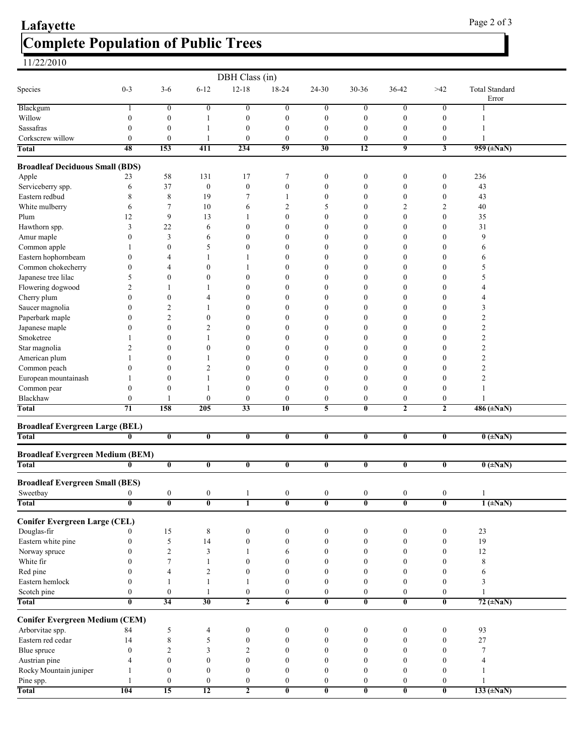# Lafayette

## Complete Population of Public Trees

11/22/2010

| Species | DBH Class (in) 0-3 | 3-6 | 6-12 | 12-18 | 18-24 | 24-30 | 30-36 | 36-42 | >42 | Total Standard Error |
|---|---|---|---|---|---|---|---|---|---|---|
| Blackgum | 1 | 0 | 0 | 0 | 0 | 0 | 0 | 0 | 0 | 1 |
| Willow | 0 | 0 | 1 | 0 | 0 | 0 | 0 | 0 | 0 | 1 |
| Sassafras | 0 | 0 | 1 | 0 | 0 | 0 | 0 | 0 | 0 | 1 |
| Corkscrew willow | 0 | 0 | 1 | 0 | 0 | 0 | 0 | 0 | 0 | 1 |
| **Total** | **48** | **153** | **411** | **234** | **59** | **30** | **12** | **9** | **3** | **959 (±NaN)** |
| **Broadleaf Deciduous Small (BDS)** | | | | | | | | | | |
| Apple | 23 | 58 | 131 | 17 | 7 | 0 | 0 | 0 | 0 | 236 |
| Serviceberry spp. | 6 | 37 | 0 | 0 | 0 | 0 | 0 | 0 | 0 | 43 |
| Eastern redbud | 8 | 8 | 19 | 7 | 1 | 0 | 0 | 0 | 0 | 43 |
| White mulberry | 6 | 7 | 10 | 6 | 2 | 5 | 0 | 2 | 2 | 40 |
| Plum | 12 | 9 | 13 | 1 | 0 | 0 | 0 | 0 | 0 | 35 |
| Hawthorn spp. | 3 | 22 | 6 | 0 | 0 | 0 | 0 | 0 | 0 | 31 |
| Amur maple | 0 | 3 | 6 | 0 | 0 | 0 | 0 | 0 | 0 | 9 |
| Common apple | 1 | 0 | 5 | 0 | 0 | 0 | 0 | 0 | 0 | 6 |
| Eastern hophornbeam | 0 | 4 | 1 | 1 | 0 | 0 | 0 | 0 | 0 | 6 |
| Common chokecherry | 0 | 4 | 0 | 1 | 0 | 0 | 0 | 0 | 0 | 5 |
| Japanese tree lilac | 5 | 0 | 0 | 0 | 0 | 0 | 0 | 0 | 0 | 5 |
| Flowering dogwood | 2 | 1 | 1 | 0 | 0 | 0 | 0 | 0 | 0 | 4 |
| Cherry plum | 0 | 0 | 4 | 0 | 0 | 0 | 0 | 0 | 0 | 4 |
| Saucer magnolia | 0 | 2 | 1 | 0 | 0 | 0 | 0 | 0 | 0 | 3 |
| Paperbark maple | 0 | 2 | 0 | 0 | 0 | 0 | 0 | 0 | 0 | 2 |
| Japanese maple | 0 | 0 | 2 | 0 | 0 | 0 | 0 | 0 | 0 | 2 |
| Smoketree | 1 | 0 | 1 | 0 | 0 | 0 | 0 | 0 | 0 | 2 |
| Star magnolia | 2 | 0 | 0 | 0 | 0 | 0 | 0 | 0 | 0 | 2 |
| American plum | 1 | 0 | 1 | 0 | 0 | 0 | 0 | 0 | 0 | 2 |
| Common peach | 0 | 0 | 2 | 0 | 0 | 0 | 0 | 0 | 0 | 2 |
| European mountainash | 1 | 0 | 1 | 0 | 0 | 0 | 0 | 0 | 0 | 2 |
| Common pear | 0 | 0 | 1 | 0 | 0 | 0 | 0 | 0 | 0 | 1 |
| Blackhaw | 0 | 1 | 0 | 0 | 0 | 0 | 0 | 0 | 0 | 1 |
| **Total** | **71** | **158** | **205** | **33** | **10** | **5** | **0** | **2** | **2** | **486 (±NaN)** |
| **Broadleaf Evergreen Large (BEL)** | | | | | | | | | | |
| **Total** | **0** | **0** | **0** | **0** | **0** | **0** | **0** | **0** | **0** | **0 (±NaN)** |
| **Broadleaf Evergreen Medium (BEM)** | | | | | | | | | | |
| **Total** | **0** | **0** | **0** | **0** | **0** | **0** | **0** | **0** | **0** | **0 (±NaN)** |
| **Broadleaf Evergreen Small (BES)** | | | | | | | | | | |
| Sweetbay | 0 | 0 | 0 | 1 | 0 | 0 | 0 | 0 | 0 | 1 |
| **Total** | **0** | **0** | **0** | **1** | **0** | **0** | **0** | **0** | **0** | **1 (±NaN)** |
| **Conifer Evergreen Large (CEL)** | | | | | | | | | | |
| Douglas-fir | 0 | 15 | 8 | 0 | 0 | 0 | 0 | 0 | 0 | 23 |
| Eastern white pine | 0 | 5 | 14 | 0 | 0 | 0 | 0 | 0 | 0 | 19 |
| Norway spruce | 0 | 2 | 3 | 1 | 6 | 0 | 0 | 0 | 0 | 12 |
| White fir | 0 | 7 | 1 | 0 | 0 | 0 | 0 | 0 | 0 | 8 |
| Red pine | 0 | 4 | 2 | 0 | 0 | 0 | 0 | 0 | 0 | 6 |
| Eastern hemlock | 0 | 1 | 1 | 1 | 0 | 0 | 0 | 0 | 0 | 3 |
| Scotch pine | 0 | 0 | 1 | 0 | 0 | 0 | 0 | 0 | 0 | 1 |
| **Total** | **0** | **34** | **30** | **2** | **6** | **0** | **0** | **0** | **0** | **72 (±NaN)** |
| **Conifer Evergreen Medium (CEM)** | | | | | | | | | | |
| Arborvitae spp. | 84 | 5 | 4 | 0 | 0 | 0 | 0 | 0 | 0 | 93 |
| Eastern red cedar | 14 | 8 | 5 | 0 | 0 | 0 | 0 | 0 | 0 | 27 |
| Blue spruce | 0 | 2 | 3 | 2 | 0 | 0 | 0 | 0 | 0 | 7 |
| Austrian pine | 4 | 0 | 0 | 0 | 0 | 0 | 0 | 0 | 0 | 4 |
| Rocky Mountain juniper | 1 | 0 | 0 | 0 | 0 | 0 | 0 | 0 | 0 | 1 |
| Pine spp. | 1 | 0 | 0 | 0 | 0 | 0 | 0 | 0 | 0 | 1 |
| **Total** | **104** | **15** | **12** | **2** | **0** | **0** | **0** | **0** | **0** | **133 (±NaN)** |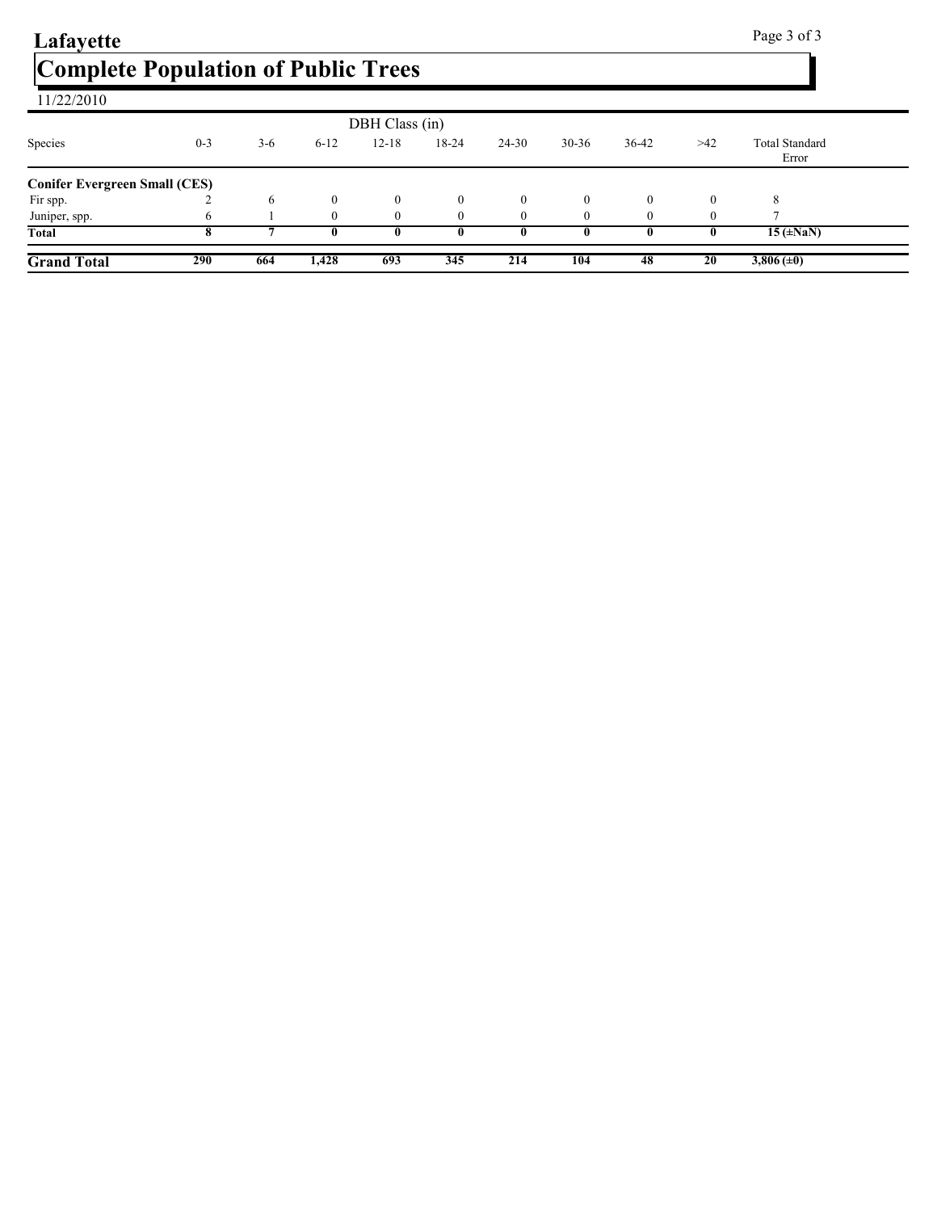# Lafayette

## Complete Population of Public Trees

11/22/2010

| Species | DBH Class (in) | | | | | | | | | |
|---|---|---|---|---|---|---|---|---|---|---|
| | 0-3 | 3-6 | 6-12 | 12-18 | 18-24 | 24-30 | 30-36 | 36-42 | >42 | Total Standard Error |
| **Conifer Evergreen Small (CES)** | | | | | | | | | | |
| Fir spp. | 2 | 6 | 0 | 0 | 0 | 0 | 0 | 0 | 0 | 8 |
| Juniper, spp. | 6 | 1 | 0 | 0 | 0 | 0 | 0 | 0 | 0 | 7 |
| **Total** | **8** | **7** | **0** | **0** | **0** | **0** | **0** | **0** | **0** | **15 (±NaN)** |
| **Grand Total** | **290** | **664** | **1,428** | **693** | **345** | **214** | **104** | **48** | **20** | **3,806 (±0)** |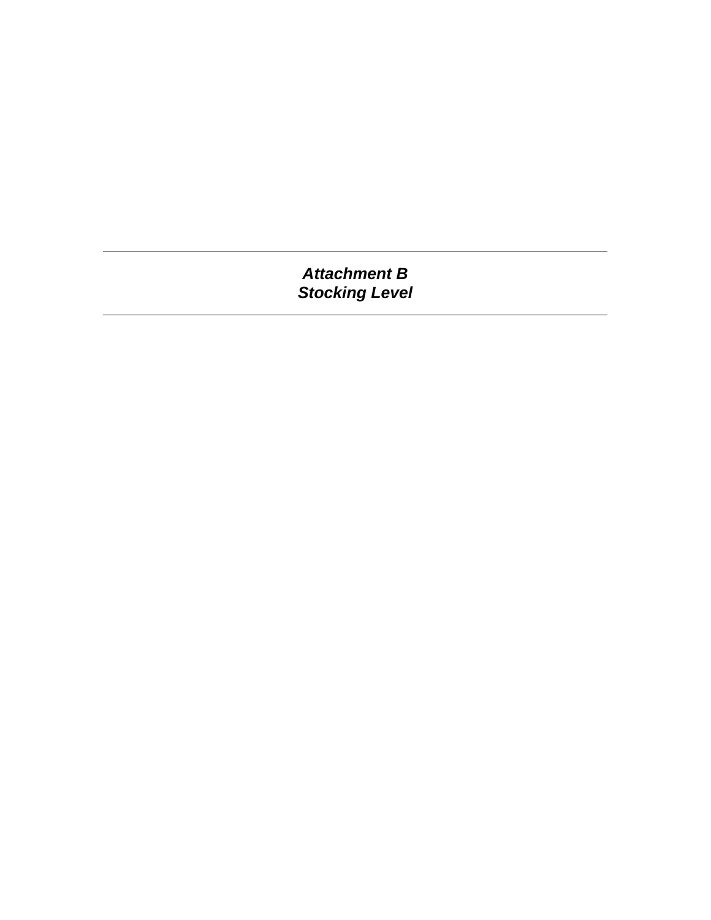# ***Attachment B***
# ***Stocking Level***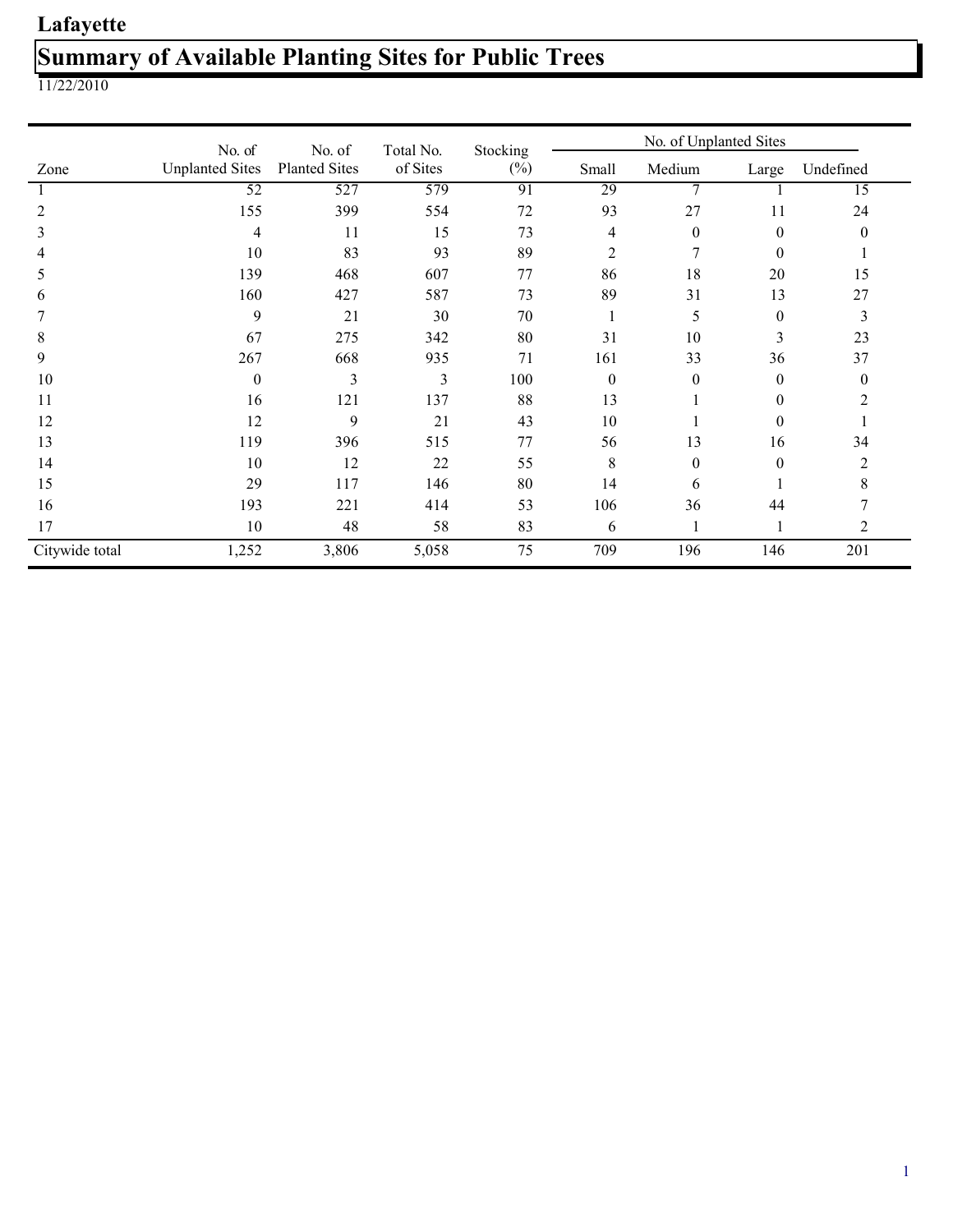# Lafayette

## Summary of Available Planting Sites for Public Trees

11/22/2010

| Zone | No. of Unplanted Sites | No. of Planted Sites | Total No. of Sites | Stocking (%) | No. of Unplanted Sites | | | |
|---|---|---|---|---|---|---|---|---|
| | | | | | Small | Medium | Large | Undefined |
| 1 | 52 | 527 | 579 | 91 | 29 | 7 | 1 | 15 |
| 2 | 155 | 399 | 554 | 72 | 93 | 27 | 11 | 24 |
| 3 | 4 | 11 | 15 | 73 | 4 | 0 | 0 | 0 |
| 4 | 10 | 83 | 93 | 89 | 2 | 7 | 0 | 1 |
| 5 | 139 | 468 | 607 | 77 | 86 | 18 | 20 | 15 |
| 6 | 160 | 427 | 587 | 73 | 89 | 31 | 13 | 27 |
| 7 | 9 | 21 | 30 | 70 | 1 | 5 | 0 | 3 |
| 8 | 67 | 275 | 342 | 80 | 31 | 10 | 3 | 23 |
| 9 | 267 | 668 | 935 | 71 | 161 | 33 | 36 | 37 |
| 10 | 0 | 3 | 3 | 100 | 0 | 0 | 0 | 0 |
| 11 | 16 | 121 | 137 | 88 | 13 | 1 | 0 | 2 |
| 12 | 12 | 9 | 21 | 43 | 10 | 1 | 0 | 1 |
| 13 | 119 | 396 | 515 | 77 | 56 | 13 | 16 | 34 |
| 14 | 10 | 12 | 22 | 55 | 8 | 0 | 0 | 2 |
| 15 | 29 | 117 | 146 | 80 | 14 | 6 | 1 | 8 |
| 16 | 193 | 221 | 414 | 53 | 106 | 36 | 44 | 7 |
| 17 | 10 | 48 | 58 | 83 | 6 | 1 | 1 | 2 |
| Citywide total | 1,252 | 3,806 | 5,058 | 75 | 709 | 196 | 146 | 201 |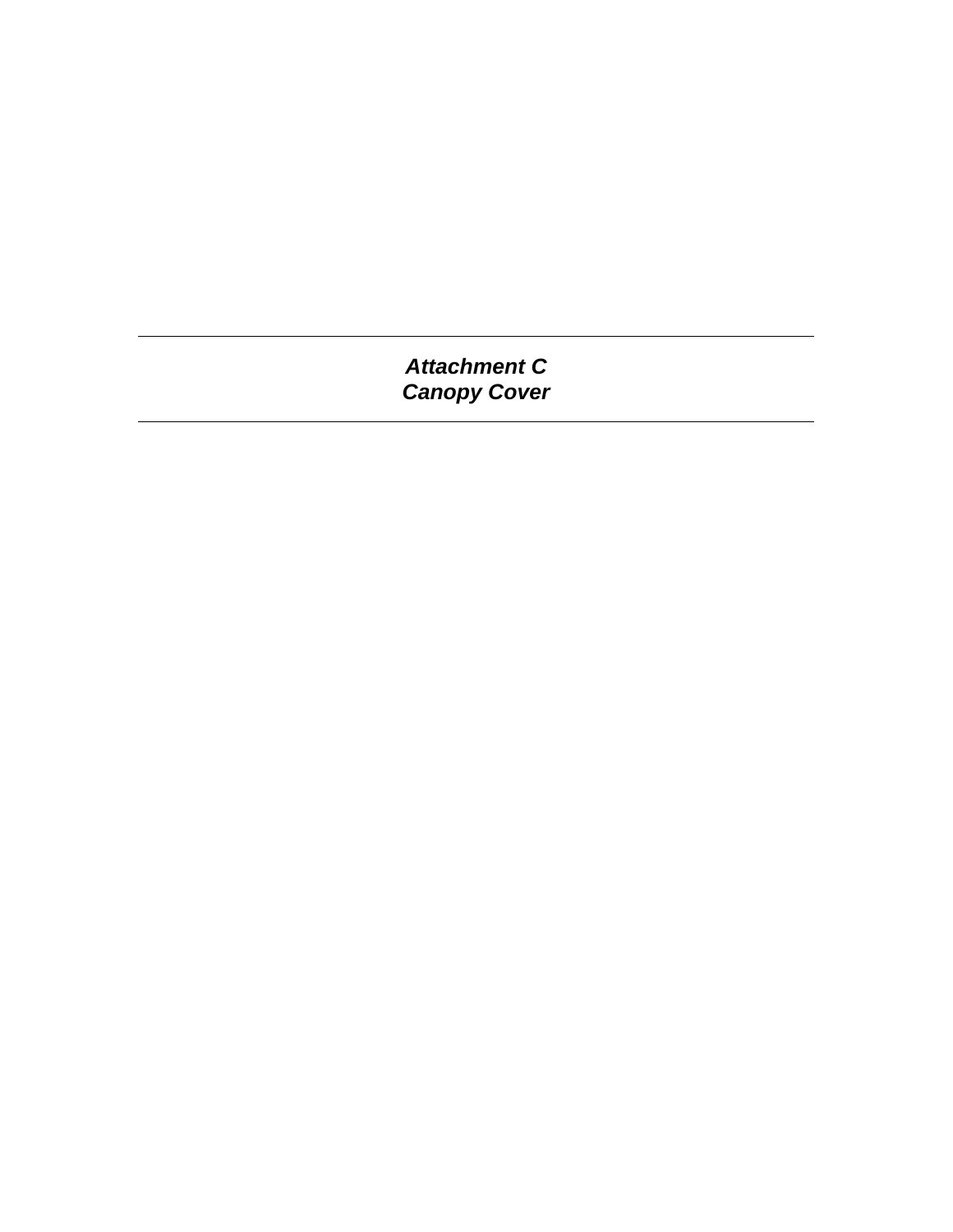---

## *Attachment C*
## *Canopy Cover*

---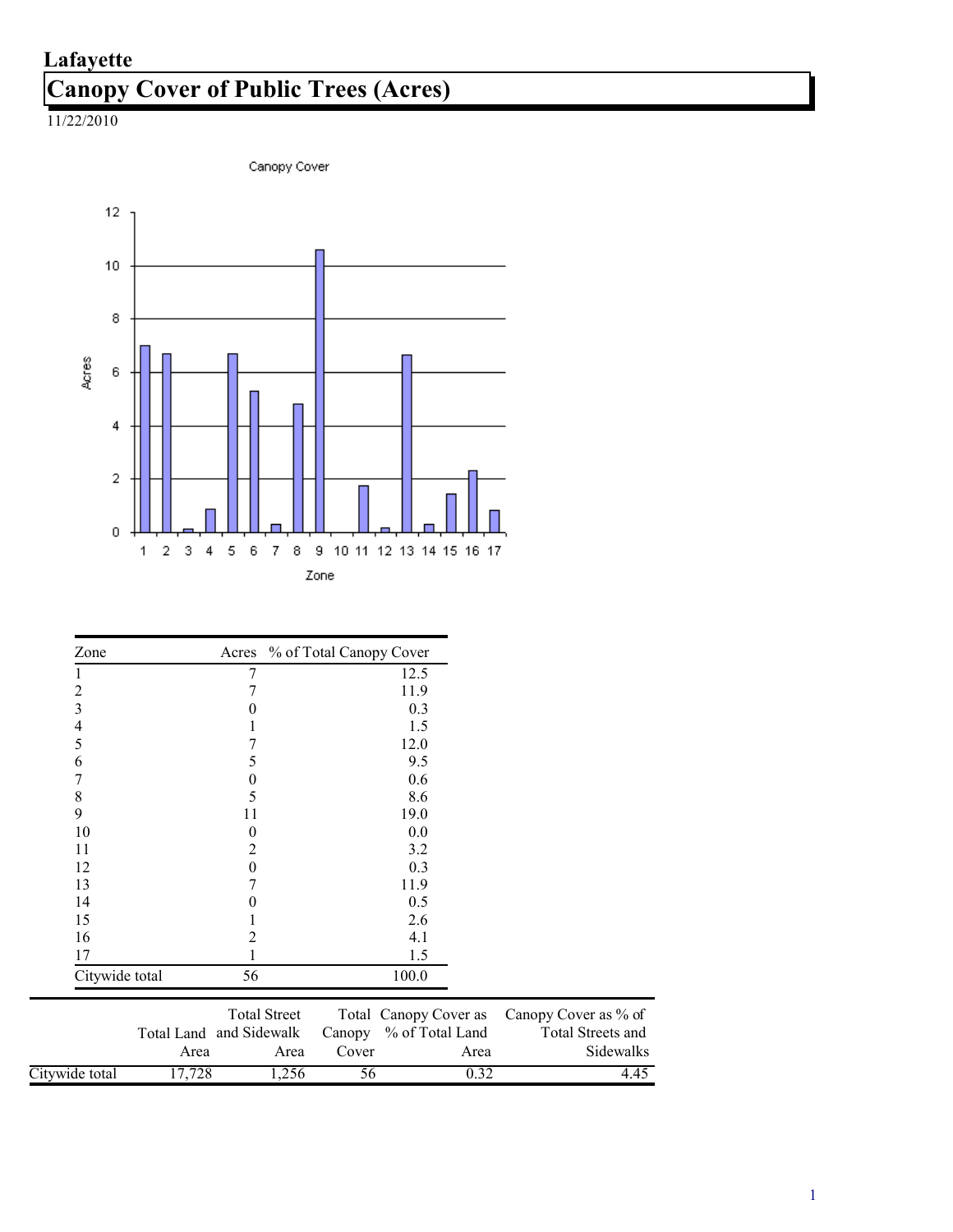**Lafayette**

# Canopy Cover of Public Trees (Acres)

11/22/2010

| Zone | Acres | % of Total Canopy Cover |
|---|---|---|
| 1 | 7 | 12.5 |
| 2 | 7 | 11.9 |
| 3 | 0 | 0.3 |
| 4 | 1 | 1.5 |
| 5 | 7 | 12.0 |
| 6 | 5 | 9.5 |
| 7 | 0 | 0.6 |
| 8 | 5 | 8.6 |
| 9 | 11 | 19.0 |
| 10 | 0 | 0.0 |
| 11 | 2 | 3.2 |
| 12 | 0 | 0.3 |
| 13 | 7 | 11.9 |
| 14 | 0 | 0.5 |
| 15 | 1 | 2.6 |
| 16 | 2 | 4.1 |
| 17 | 1 | 1.5 |
| Citywide total | 56 | 100.0 |

| | Total Land Area | Total Street and Sidewalk Area | Total Canopy Cover | Canopy Cover as % of Total Land Area | Canopy Cover as % of Total Streets and Sidewalks |
|---|---|---|---|---|---|
| Citywide total | 17,728 | 1,256 | 56 | 0.32 | 4.45 |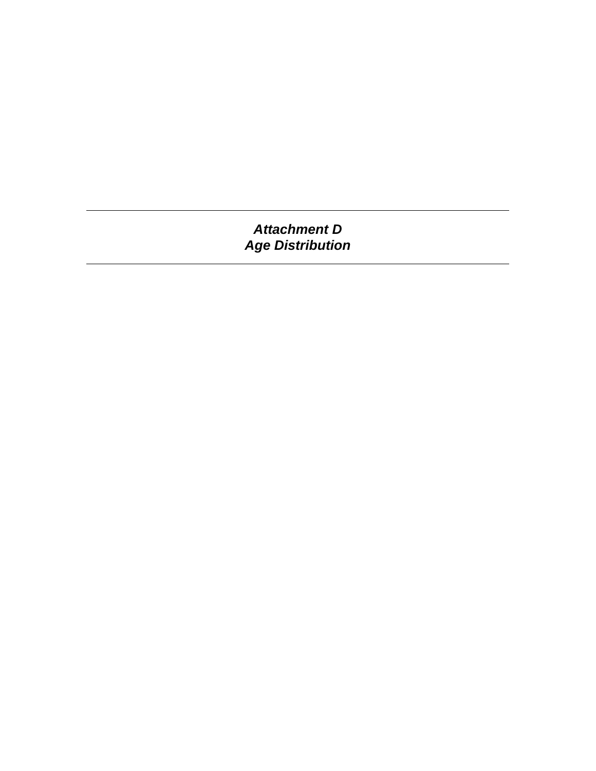# *Attachment D*
# *Age Distribution*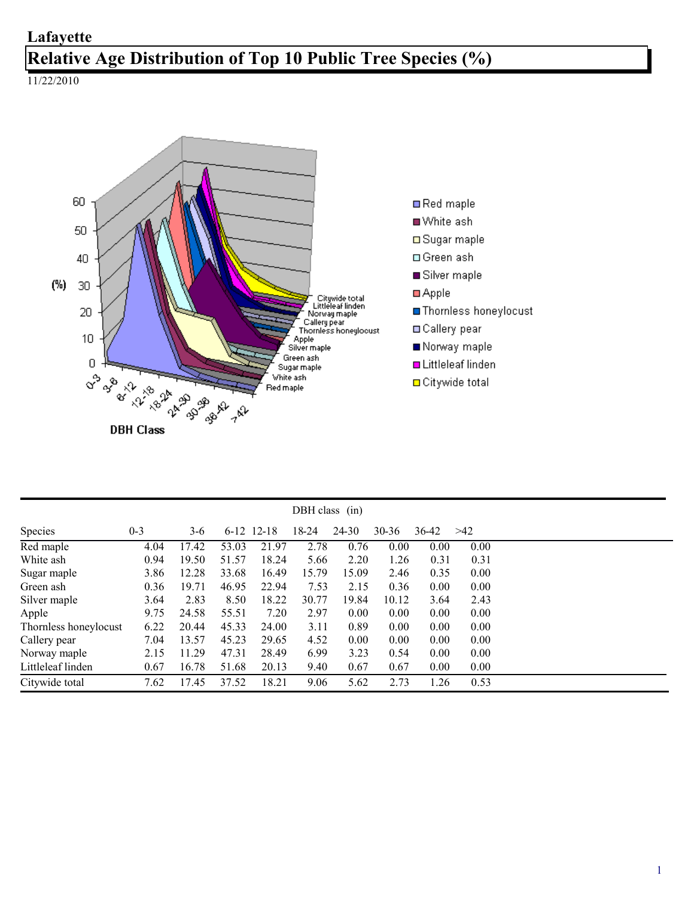# Lafayette

## Relative Age Distribution of Top 10 Public Tree Species (%)

11/22/2010

| Species | 0-3 | 3-6 | 6-12 | 12-18 | 18-24 | 24-30 | 30-36 | 36-42 | >42 |
|---|---|---|---|---|---|---|---|---|---|
| Red maple | 4.04 | 17.42 | 53.03 | 21.97 | 2.78 | 0.76 | 0.00 | 0.00 | 0.00 |
| White ash | 0.94 | 19.50 | 51.57 | 18.24 | 5.66 | 2.20 | 1.26 | 0.31 | 0.31 |
| Sugar maple | 3.86 | 12.28 | 33.68 | 16.49 | 15.79 | 15.09 | 2.46 | 0.35 | 0.00 |
| Green ash | 0.36 | 19.71 | 46.95 | 22.94 | 7.53 | 2.15 | 0.36 | 0.00 | 0.00 |
| Silver maple | 3.64 | 2.83 | 8.50 | 18.22 | 30.77 | 19.84 | 10.12 | 3.64 | 2.43 |
| Apple | 9.75 | 24.58 | 55.51 | 7.20 | 2.97 | 0.00 | 0.00 | 0.00 | 0.00 |
| Thornless honeylocust | 6.22 | 20.44 | 45.33 | 24.00 | 3.11 | 0.89 | 0.00 | 0.00 | 0.00 |
| Callery pear | 7.04 | 13.57 | 45.23 | 29.65 | 4.52 | 0.00 | 0.00 | 0.00 | 0.00 |
| Norway maple | 2.15 | 11.29 | 47.31 | 28.49 | 6.99 | 3.23 | 0.54 | 0.00 | 0.00 |
| Littleleaf linden | 0.67 | 16.78 | 51.68 | 20.13 | 9.40 | 0.67 | 0.67 | 0.00 | 0.00 |
| Citywide total | 7.62 | 17.45 | 37.52 | 18.21 | 9.06 | 5.62 | 2.73 | 1.26 | 0.53 |

DBH class (in)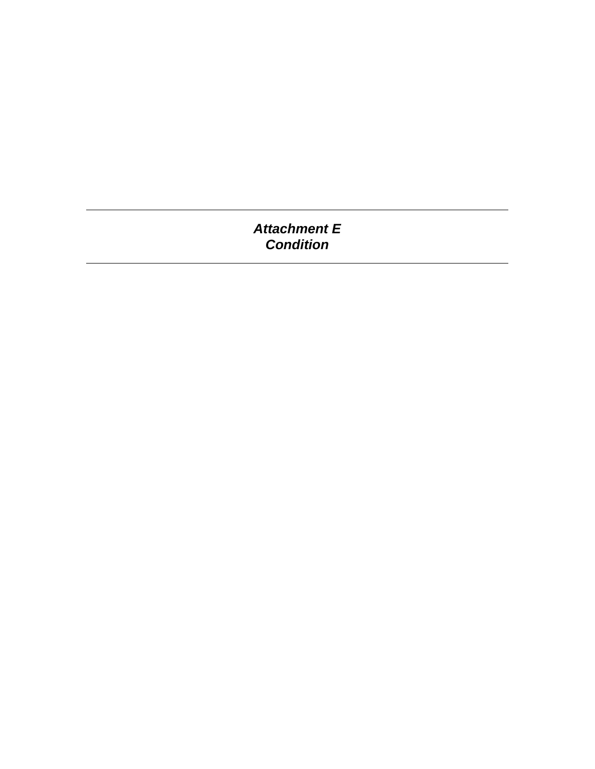---

# *Attachment E*
# *Condition*

---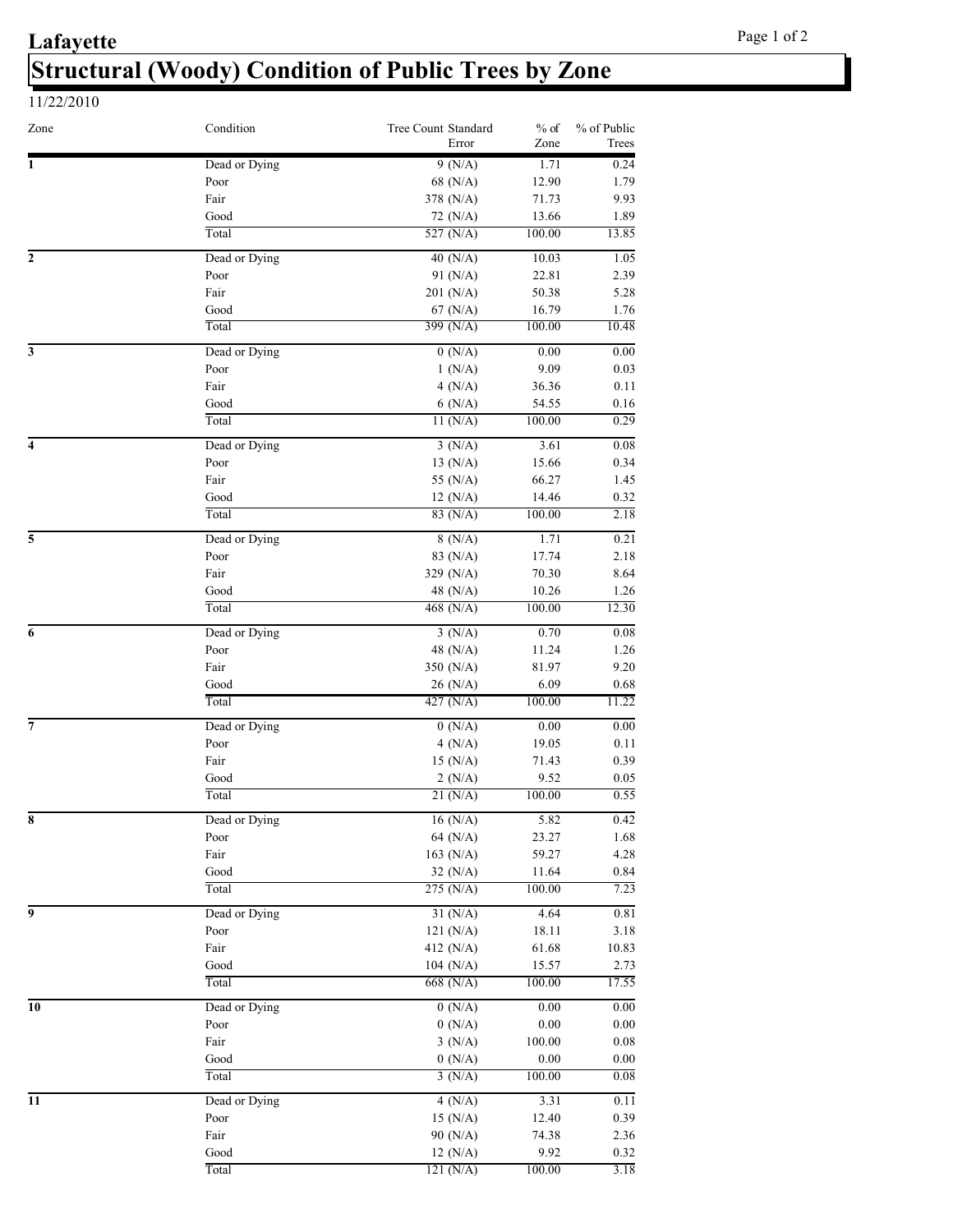# Lafayette

## Structural (Woody) Condition of Public Trees by Zone

11/22/2010

| Zone | Condition | Tree Count Standard Error | % of Zone | % of Public Trees |
|---|---|---|---|---|
| 1 | Dead or Dying | 9 (N/A) | 1.71 | 0.24 |
| | Poor | 68 (N/A) | 12.90 | 1.79 |
| | Fair | 378 (N/A) | 71.73 | 9.93 |
| | Good | 72 (N/A) | 13.66 | 1.89 |
| | Total | 527 (N/A) | 100.00 | 13.85 |
| 2 | Dead or Dying | 40 (N/A) | 10.03 | 1.05 |
| | Poor | 91 (N/A) | 22.81 | 2.39 |
| | Fair | 201 (N/A) | 50.38 | 5.28 |
| | Good | 67 (N/A) | 16.79 | 1.76 |
| | Total | 399 (N/A) | 100.00 | 10.48 |
| 3 | Dead or Dying | 0 (N/A) | 0.00 | 0.00 |
| | Poor | 1 (N/A) | 9.09 | 0.03 |
| | Fair | 4 (N/A) | 36.36 | 0.11 |
| | Good | 6 (N/A) | 54.55 | 0.16 |
| | Total | 11 (N/A) | 100.00 | 0.29 |
| 4 | Dead or Dying | 3 (N/A) | 3.61 | 0.08 |
| | Poor | 13 (N/A) | 15.66 | 0.34 |
| | Fair | 55 (N/A) | 66.27 | 1.45 |
| | Good | 12 (N/A) | 14.46 | 0.32 |
| | Total | 83 (N/A) | 100.00 | 2.18 |
| 5 | Dead or Dying | 8 (N/A) | 1.71 | 0.21 |
| | Poor | 83 (N/A) | 17.74 | 2.18 |
| | Fair | 329 (N/A) | 70.30 | 8.64 |
| | Good | 48 (N/A) | 10.26 | 1.26 |
| | Total | 468 (N/A) | 100.00 | 12.30 |
| 6 | Dead or Dying | 3 (N/A) | 0.70 | 0.08 |
| | Poor | 48 (N/A) | 11.24 | 1.26 |
| | Fair | 350 (N/A) | 81.97 | 9.20 |
| | Good | 26 (N/A) | 6.09 | 0.68 |
| | Total | 427 (N/A) | 100.00 | 11.22 |
| 7 | Dead or Dying | 0 (N/A) | 0.00 | 0.00 |
| | Poor | 4 (N/A) | 19.05 | 0.11 |
| | Fair | 15 (N/A) | 71.43 | 0.39 |
| | Good | 2 (N/A) | 9.52 | 0.05 |
| | Total | 21 (N/A) | 100.00 | 0.55 |
| 8 | Dead or Dying | 16 (N/A) | 5.82 | 0.42 |
| | Poor | 64 (N/A) | 23.27 | 1.68 |
| | Fair | 163 (N/A) | 59.27 | 4.28 |
| | Good | 32 (N/A) | 11.64 | 0.84 |
| | Total | 275 (N/A) | 100.00 | 7.23 |
| 9 | Dead or Dying | 31 (N/A) | 4.64 | 0.81 |
| | Poor | 121 (N/A) | 18.11 | 3.18 |
| | Fair | 412 (N/A) | 61.68 | 10.83 |
| | Good | 104 (N/A) | 15.57 | 2.73 |
| | Total | 668 (N/A) | 100.00 | 17.55 |
| 10 | Dead or Dying | 0 (N/A) | 0.00 | 0.00 |
| | Poor | 0 (N/A) | 0.00 | 0.00 |
| | Fair | 3 (N/A) | 100.00 | 0.08 |
| | Good | 0 (N/A) | 0.00 | 0.00 |
| | Total | 3 (N/A) | 100.00 | 0.08 |
| 11 | Dead or Dying | 4 (N/A) | 3.31 | 0.11 |
| | Poor | 15 (N/A) | 12.40 | 0.39 |
| | Fair | 90 (N/A) | 74.38 | 2.36 |
| | Good | 12 (N/A) | 9.92 | 0.32 |
| | Total | 121 (N/A) | 100.00 | 3.18 |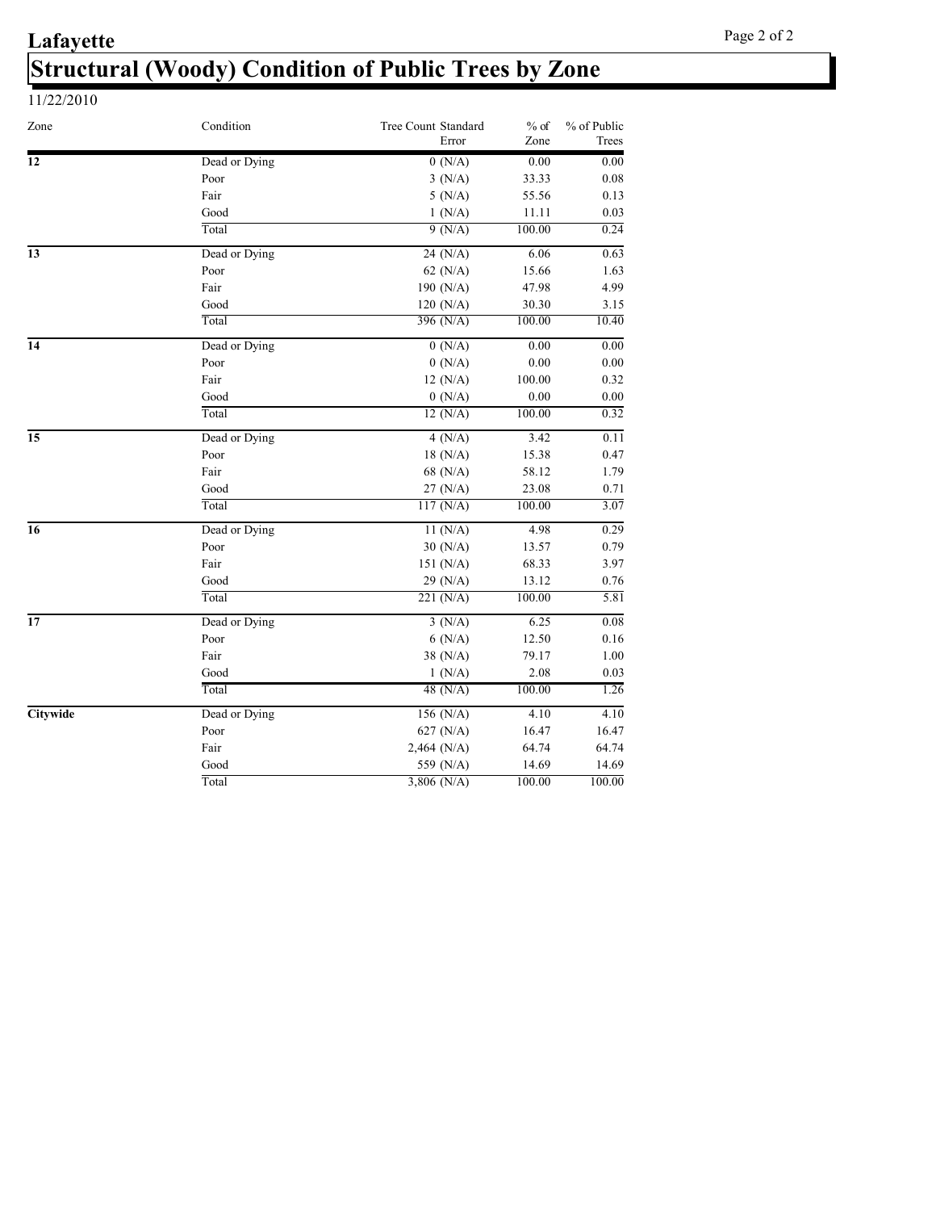# Lafayette

## Structural (Woody) Condition of Public Trees by Zone

11/22/2010

| Zone | Condition | Tree Count Standard Error | % of Zone | % of Public Trees |
|---|---|---|---|---|
| **12** | Dead or Dying | 0 (N/A) | 0.00 | 0.00 |
| | Poor | 3 (N/A) | 33.33 | 0.08 |
| | Fair | 5 (N/A) | 55.56 | 0.13 |
| | Good | 1 (N/A) | 11.11 | 0.03 |
| | Total | 9 (N/A) | 100.00 | 0.24 |
| **13** | Dead or Dying | 24 (N/A) | 6.06 | 0.63 |
| | Poor | 62 (N/A) | 15.66 | 1.63 |
| | Fair | 190 (N/A) | 47.98 | 4.99 |
| | Good | 120 (N/A) | 30.30 | 3.15 |
| | Total | 396 (N/A) | 100.00 | 10.40 |
| **14** | Dead or Dying | 0 (N/A) | 0.00 | 0.00 |
| | Poor | 0 (N/A) | 0.00 | 0.00 |
| | Fair | 12 (N/A) | 100.00 | 0.32 |
| | Good | 0 (N/A) | 0.00 | 0.00 |
| | Total | 12 (N/A) | 100.00 | 0.32 |
| **15** | Dead or Dying | 4 (N/A) | 3.42 | 0.11 |
| | Poor | 18 (N/A) | 15.38 | 0.47 |
| | Fair | 68 (N/A) | 58.12 | 1.79 |
| | Good | 27 (N/A) | 23.08 | 0.71 |
| | Total | 117 (N/A) | 100.00 | 3.07 |
| **16** | Dead or Dying | 11 (N/A) | 4.98 | 0.29 |
| | Poor | 30 (N/A) | 13.57 | 0.79 |
| | Fair | 151 (N/A) | 68.33 | 3.97 |
| | Good | 29 (N/A) | 13.12 | 0.76 |
| | Total | 221 (N/A) | 100.00 | 5.81 |
| **17** | Dead or Dying | 3 (N/A) | 6.25 | 0.08 |
| | Poor | 6 (N/A) | 12.50 | 0.16 |
| | Fair | 38 (N/A) | 79.17 | 1.00 |
| | Good | 1 (N/A) | 2.08 | 0.03 |
| | Total | 48 (N/A) | 100.00 | 1.26 |
| **Citywide** | Dead or Dying | 156 (N/A) | 4.10 | 4.10 |
| | Poor | 627 (N/A) | 16.47 | 16.47 |
| | Fair | 2,464 (N/A) | 64.74 | 64.74 |
| | Good | 559 (N/A) | 14.69 | 14.69 |
| | Total | 3,806 (N/A) | 100.00 | 100.00 |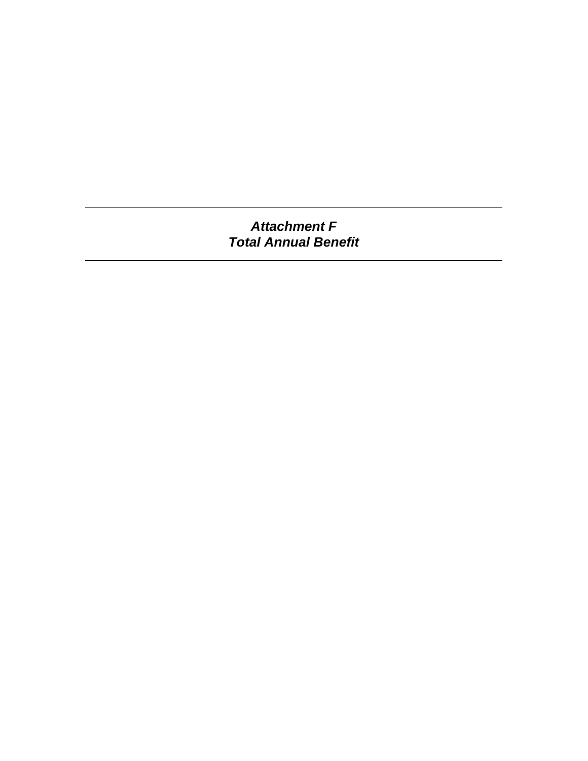---

***Attachment F***
***Total Annual Benefit***

---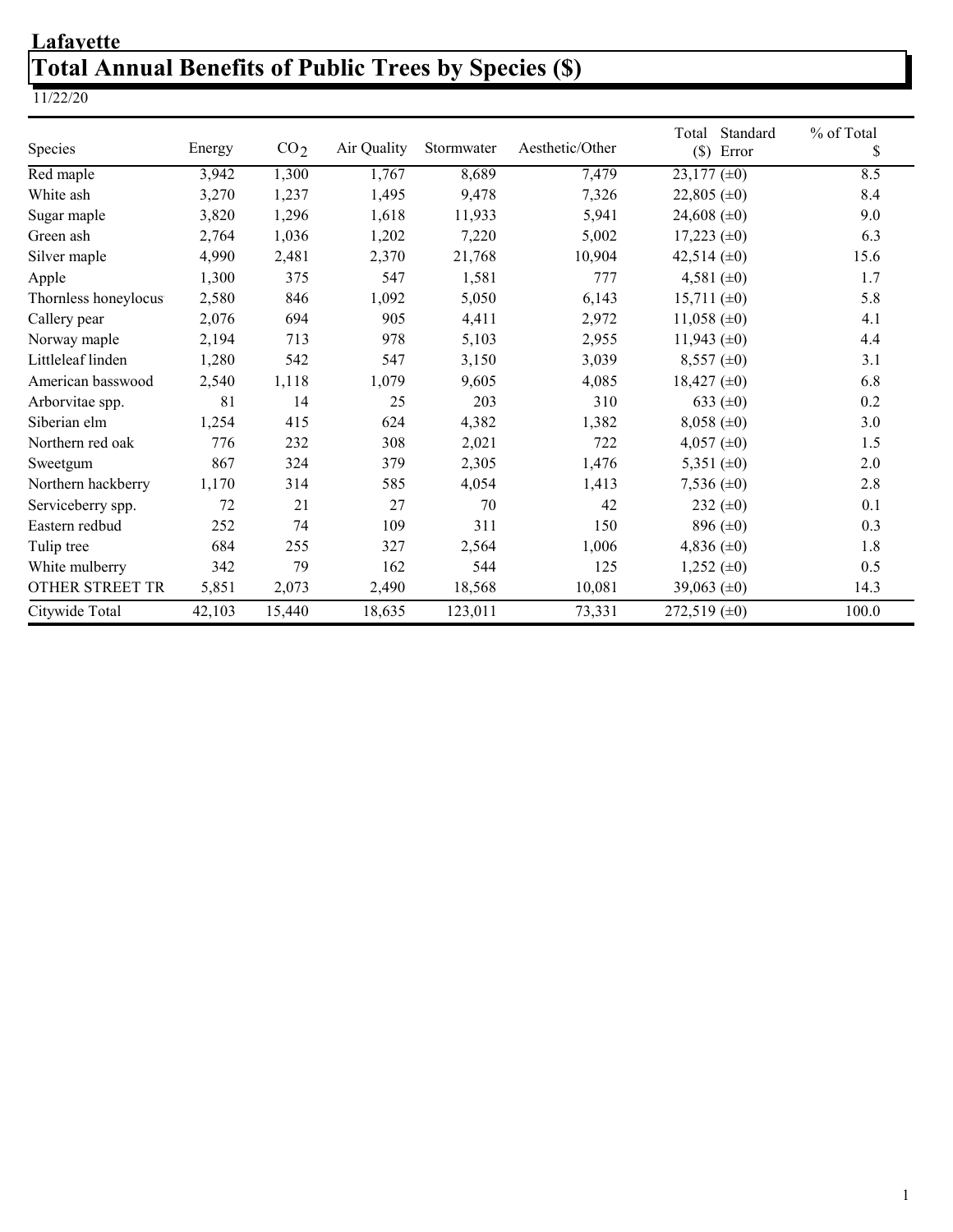# Lafayette

## Total Annual Benefits of Public Trees by Species ($)

11/22/20

| Species | Energy | $CO_2$ | Air Quality | Stormwater | Aesthetic/Other | Total ($) Standard Error | % of Total $ |
|---|---|---|---|---|---|---|---|
| Red maple | 3,942 | 1,300 | 1,767 | 8,689 | 7,479 | 23,177 (±0) | 8.5 |
| White ash | 3,270 | 1,237 | 1,495 | 9,478 | 7,326 | 22,805 (±0) | 8.4 |
| Sugar maple | 3,820 | 1,296 | 1,618 | 11,933 | 5,941 | 24,608 (±0) | 9.0 |
| Green ash | 2,764 | 1,036 | 1,202 | 7,220 | 5,002 | 17,223 (±0) | 6.3 |
| Silver maple | 4,990 | 2,481 | 2,370 | 21,768 | 10,904 | 42,514 (±0) | 15.6 |
| Apple | 1,300 | 375 | 547 | 1,581 | 777 | 4,581 (±0) | 1.7 |
| Thornless honeylocus | 2,580 | 846 | 1,092 | 5,050 | 6,143 | 15,711 (±0) | 5.8 |
| Callery pear | 2,076 | 694 | 905 | 4,411 | 2,972 | 11,058 (±0) | 4.1 |
| Norway maple | 2,194 | 713 | 978 | 5,103 | 2,955 | 11,943 (±0) | 4.4 |
| Littleleaf linden | 1,280 | 542 | 547 | 3,150 | 3,039 | 8,557 (±0) | 3.1 |
| American basswood | 2,540 | 1,118 | 1,079 | 9,605 | 4,085 | 18,427 (±0) | 6.8 |
| Arborvitae spp. | 81 | 14 | 25 | 203 | 310 | 633 (±0) | 0.2 |
| Siberian elm | 1,254 | 415 | 624 | 4,382 | 1,382 | 8,058 (±0) | 3.0 |
| Northern red oak | 776 | 232 | 308 | 2,021 | 722 | 4,057 (±0) | 1.5 |
| Sweetgum | 867 | 324 | 379 | 2,305 | 1,476 | 5,351 (±0) | 2.0 |
| Northern hackberry | 1,170 | 314 | 585 | 4,054 | 1,413 | 7,536 (±0) | 2.8 |
| Serviceberry spp. | 72 | 21 | 27 | 70 | 42 | 232 (±0) | 0.1 |
| Eastern redbud | 252 | 74 | 109 | 311 | 150 | 896 (±0) | 0.3 |
| Tulip tree | 684 | 255 | 327 | 2,564 | 1,006 | 4,836 (±0) | 1.8 |
| White mulberry | 342 | 79 | 162 | 544 | 125 | 1,252 (±0) | 0.5 |
| OTHER STREET TR | 5,851 | 2,073 | 2,490 | 18,568 | 10,081 | 39,063 (±0) | 14.3 |
| Citywide Total | 42,103 | 15,440 | 18,635 | 123,011 | 73,331 | 272,519 (±0) | 100.0 |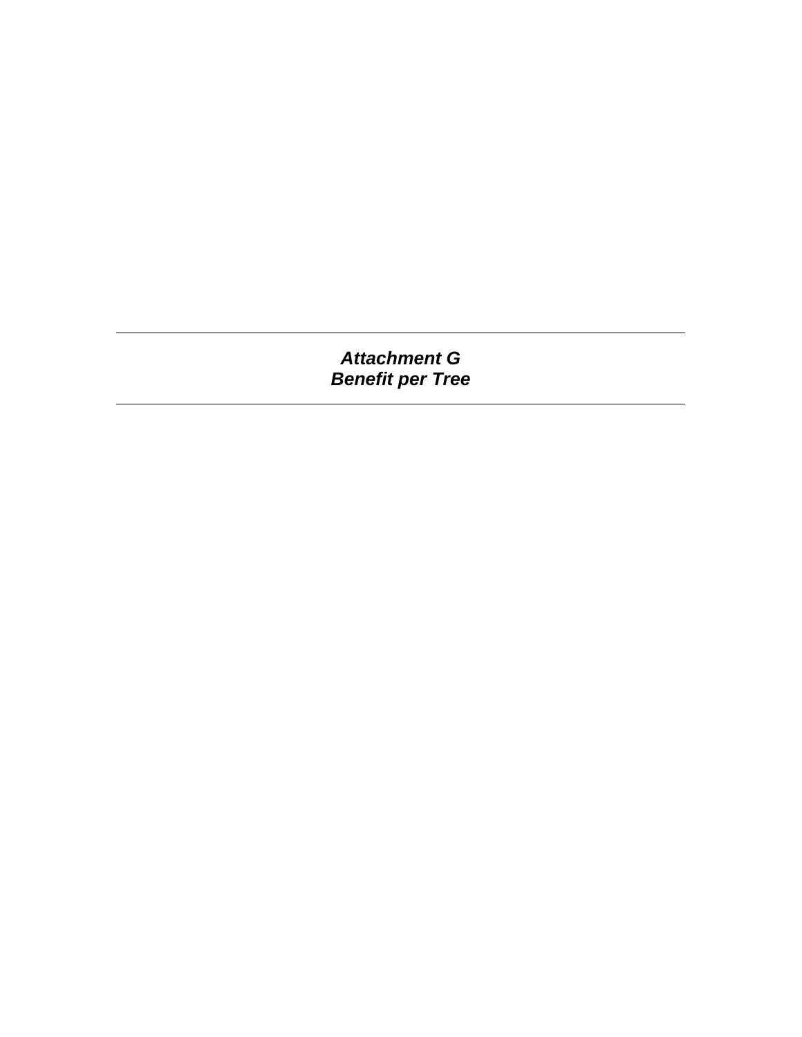---

# *Attachment G*
# *Benefit per Tree*

---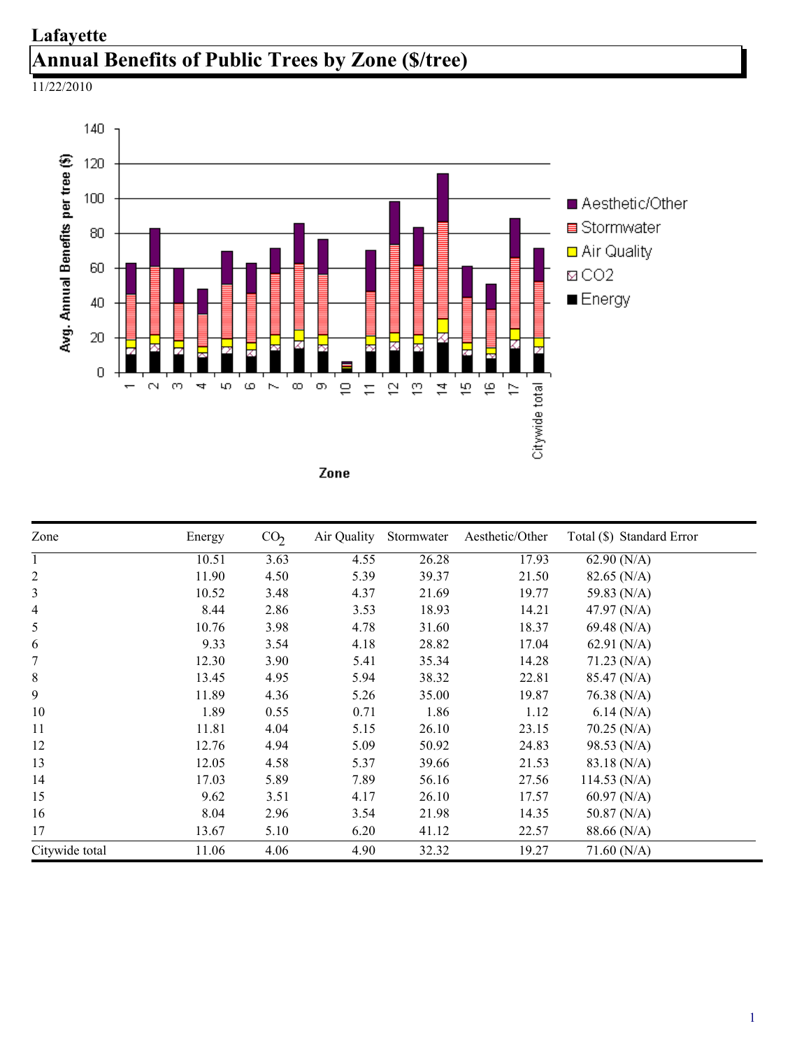# Lafayette

## Annual Benefits of Public Trees by Zone ($/tree)

11/22/2010

140
120
100
80
60
40
20
0

Avg. Annual Benefits per tree ($)

Aesthetic/Other
Stormwater
Air Quality
CO2
Energy

1 2 3 4 5 6 7 8 9 10 11 12 13 14 15 16 17 Citywide total

Zone

| Zone | Energy | $CO_2$ | Air Quality | Stormwater | Aesthetic/Other | Total ($) | Standard Error |
|---|---|---|---|---|---|---|---|
| 1 | 10.51 | 3.63 | 4.55 | 26.28 | 17.93 | 62.90 | (N/A) |
| 2 | 11.90 | 4.50 | 5.39 | 39.37 | 21.50 | 82.65 | (N/A) |
| 3 | 10.52 | 3.48 | 4.37 | 21.69 | 19.77 | 59.83 | (N/A) |
| 4 | 8.44 | 2.86 | 3.53 | 18.93 | 14.21 | 47.97 | (N/A) |
| 5 | 10.76 | 3.98 | 4.78 | 31.60 | 18.37 | 69.48 | (N/A) |
| 6 | 9.33 | 3.54 | 4.18 | 28.82 | 17.04 | 62.91 | (N/A) |
| 7 | 12.30 | 3.90 | 5.41 | 35.34 | 14.28 | 71.23 | (N/A) |
| 8 | 13.45 | 4.95 | 5.94 | 38.32 | 22.81 | 85.47 | (N/A) |
| 9 | 11.89 | 4.36 | 5.26 | 35.00 | 19.87 | 76.38 | (N/A) |
| 10 | 1.89 | 0.55 | 0.71 | 1.86 | 1.12 | 6.14 | (N/A) |
| 11 | 11.81 | 4.04 | 5.15 | 26.10 | 23.15 | 70.25 | (N/A) |
| 12 | 12.76 | 4.94 | 5.09 | 50.92 | 24.83 | 98.53 | (N/A) |
| 13 | 12.05 | 4.58 | 5.37 | 39.66 | 21.53 | 83.18 | (N/A) |
| 14 | 17.03 | 5.89 | 7.89 | 56.16 | 27.56 | 114.53 | (N/A) |
| 15 | 9.62 | 3.51 | 4.17 | 26.10 | 17.57 | 60.97 | (N/A) |
| 16 | 8.04 | 2.96 | 3.54 | 21.98 | 14.35 | 50.87 | (N/A) |
| 17 | 13.67 | 5.10 | 6.20 | 41.12 | 22.57 | 88.66 | (N/A) |
| Citywide total | 11.06 | 4.06 | 4.90 | 32.32 | 19.27 | 71.60 | (N/A) |